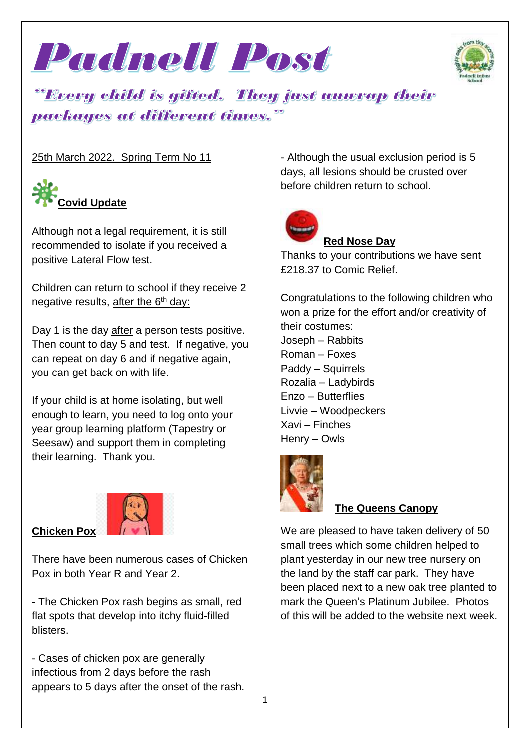# Padnell Post

*"Every child is gifted. They just unwrap their packages at different times."*

25th March 2022. Spring Term No 11

## Covid Update

Although not a legal requirement, it is still recommended to isolate if you received a positive Lateral Flow test.

Children can return to school if they receive 2 negative results, after the 6th day:

Day 1 is the day after a person tests positive. Then count to day 5 and test. If negative, you can repeat on day 6 and if negative again, you can get back on with life.

If your child is at home isolating, but well enough to learn, you need to log onto your year group learning platform (Tapestry or Seesaw) and support them in completing their learning. Thank you.

## Chicken Pox

There have been numerous cases of Chicken Pox in both Year R and Year 2.

- The Chicken Pox rash begins as small, red flat spots that develop into itchy fluid-filled blisters.

- Cases of chicken pox are generally infectious from 2 days before the rash appears to 5 days after the onset of the rash.

- Although the usual exclusion period is 5 days, all lesions should be crusted over before children return to school.

## Red Nose Day

Thanks to your contributions we have sent £218.37 to Comic Relief.

Congratulations to the following children who won a prize for the effort and/or creativity of their costumes:

Joseph – Rabbits
Roman – Foxes
Paddy – Squirrels
Rozalia – Ladybirds
Enzo – Butterflies
Livvie – Woodpeckers
Xavi – Finches
Henry – Owls

## The Queens Canopy

We are pleased to have taken delivery of 50 small trees which some children helped to plant yesterday in our new tree nursery on the land by the staff car park. They have been placed next to a new oak tree planted to mark the Queen's Platinum Jubilee. Photos of this will be added to the website next week.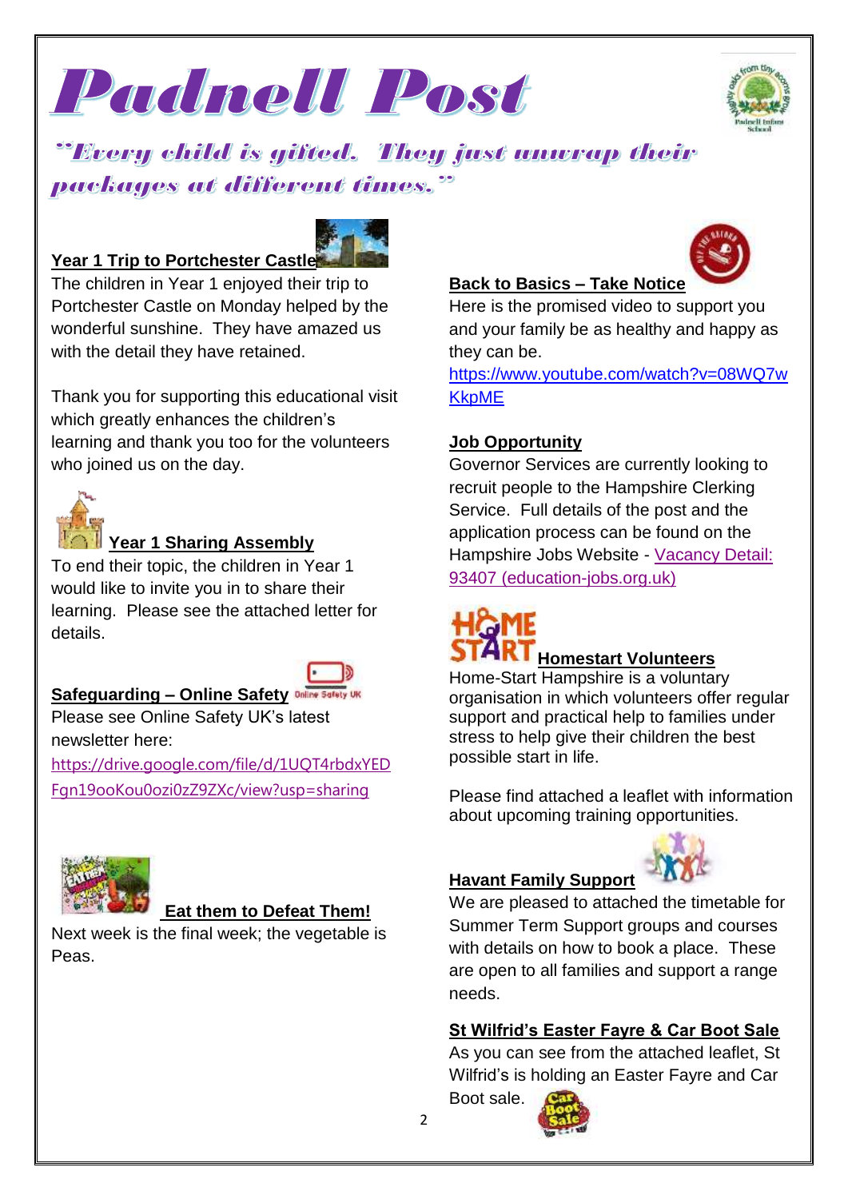# Padnell Post

*"Every child is gifted. They just unwrap their packages at different times."*

## Year 1 Trip to Portchester Castle

The children in Year 1 enjoyed their trip to Portchester Castle on Monday helped by the wonderful sunshine. They have amazed us with the detail they have retained.

Thank you for supporting this educational visit which greatly enhances the children's learning and thank you too for the volunteers who joined us on the day.

## Year 1 Sharing Assembly

To end their topic, the children in Year 1 would like to invite you in to share their learning. Please see the attached letter for details.

## Safeguarding – Online Safety

Please see Online Safety UK's latest newsletter here:
https://drive.google.com/file/d/1UQT4rbdxYEDFgn19ooKou0ozi0zZ9ZXc/view?usp=sharing

## Eat them to Defeat Them!

Next week is the final week; the vegetable is Peas.

## Back to Basics – Take Notice

Here is the promised video to support you and your family be as healthy and happy as they can be.
https://www.youtube.com/watch?v=08WQ7wKkpME

## Job Opportunity

Governor Services are currently looking to recruit people to the Hampshire Clerking Service. Full details of the post and the application process can be found on the Hampshire Jobs Website - Vacancy Detail: 93407 (education-jobs.org.uk)

## Homestart Volunteers

Home-Start Hampshire is a voluntary organisation in which volunteers offer regular support and practical help to families under stress to help give their children the best possible start in life.

Please find attached a leaflet with information about upcoming training opportunities.

## Havant Family Support

We are pleased to attached the timetable for Summer Term Support groups and courses with details on how to book a place. These are open to all families and support a range needs.

## St Wilfrid's Easter Fayre & Car Boot Sale

As you can see from the attached leaflet, St Wilfrid's is holding an Easter Fayre and Car Boot sale.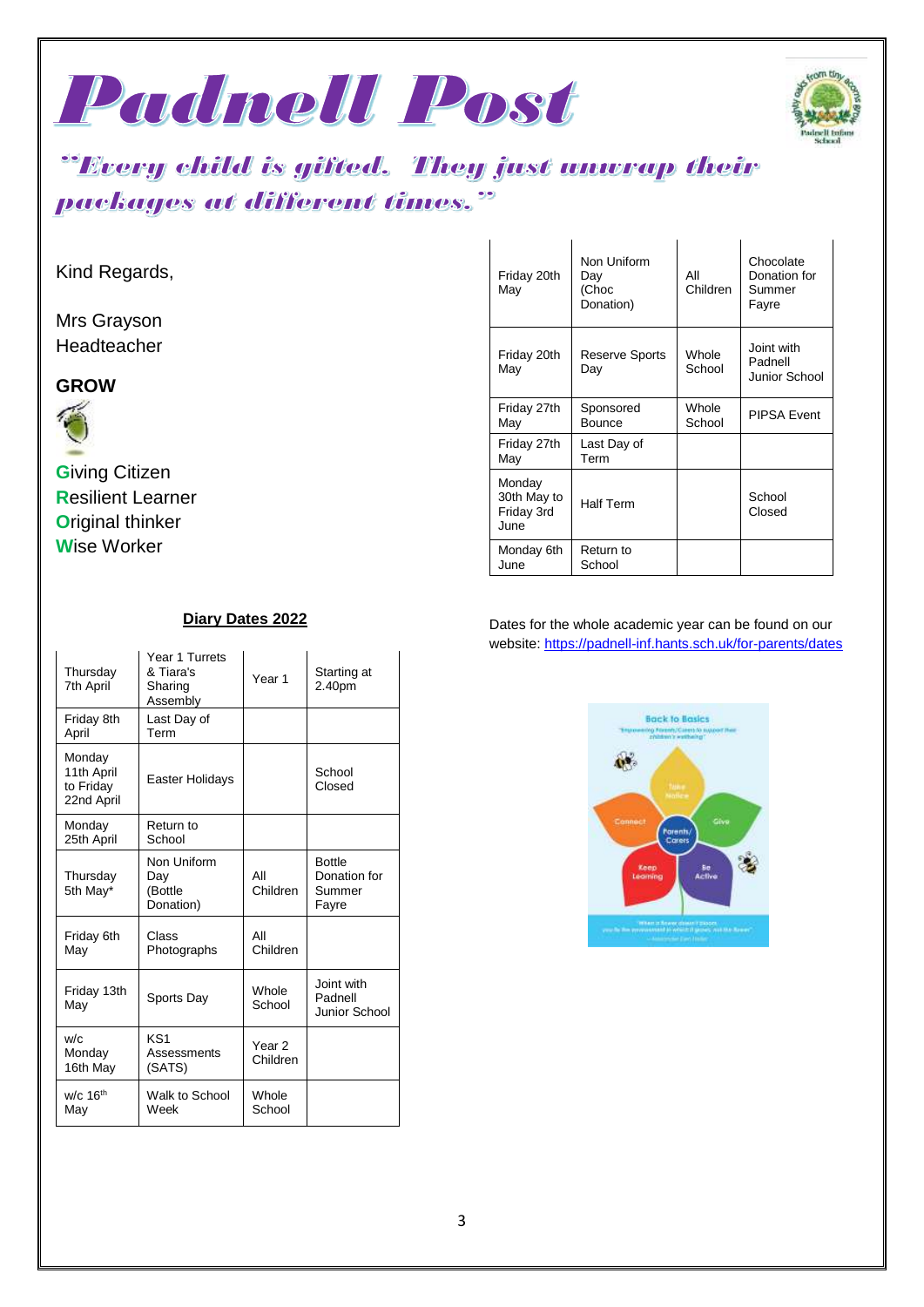# Padnell Post

*"Every child is gifted. They just unwrap their packages at different times."*

Kind Regards,

Mrs Grayson
Headteacher

**GROW**

**G**iving Citizen
**R**esilient Learner
**O**riginal thinker
**W**ise Worker

**Diary Dates 2022**

| | | | |
|---|---|---|---|
| Thursday 7th April | Year 1 Turrets & Tiara's Sharing Assembly | Year 1 | Starting at 2.40pm |
| Friday 8th April | Last Day of Term | | |
| Monday 11th April to Friday 22nd April | Easter Holidays | | School Closed |
| Monday 25th April | Return to School | | |
| Thursday 5th May* | Non Uniform Day (Bottle Donation) | All Children | Bottle Donation for Summer Fayre |
| Friday 6th May | Class Photographs | All Children | |
| Friday 13th May | Sports Day | Whole School | Joint with Padnell Junior School |
| w/c Monday 16th May | KS1 Assessments (SATS) | Year 2 Children | |
| w/c 16th May | Walk to School Week | Whole School | |
| Friday 20th May | Non Uniform Day (Choc Donation) | All Children | Chocolate Donation for Summer Fayre |
| Friday 20th May | Reserve Sports Day | Whole School | Joint with Padnell Junior School |
| Friday 27th May | Sponsored Bounce | Whole School | PIPSA Event |
| Friday 27th May | Last Day of Term | | |
| Monday 30th May to Friday 3rd June | Half Term | | School Closed |
| Monday 6th June | Return to School | | |

Dates for the whole academic year can be found on our website: https://padnell-inf.hants.sch.uk/for-parents/dates